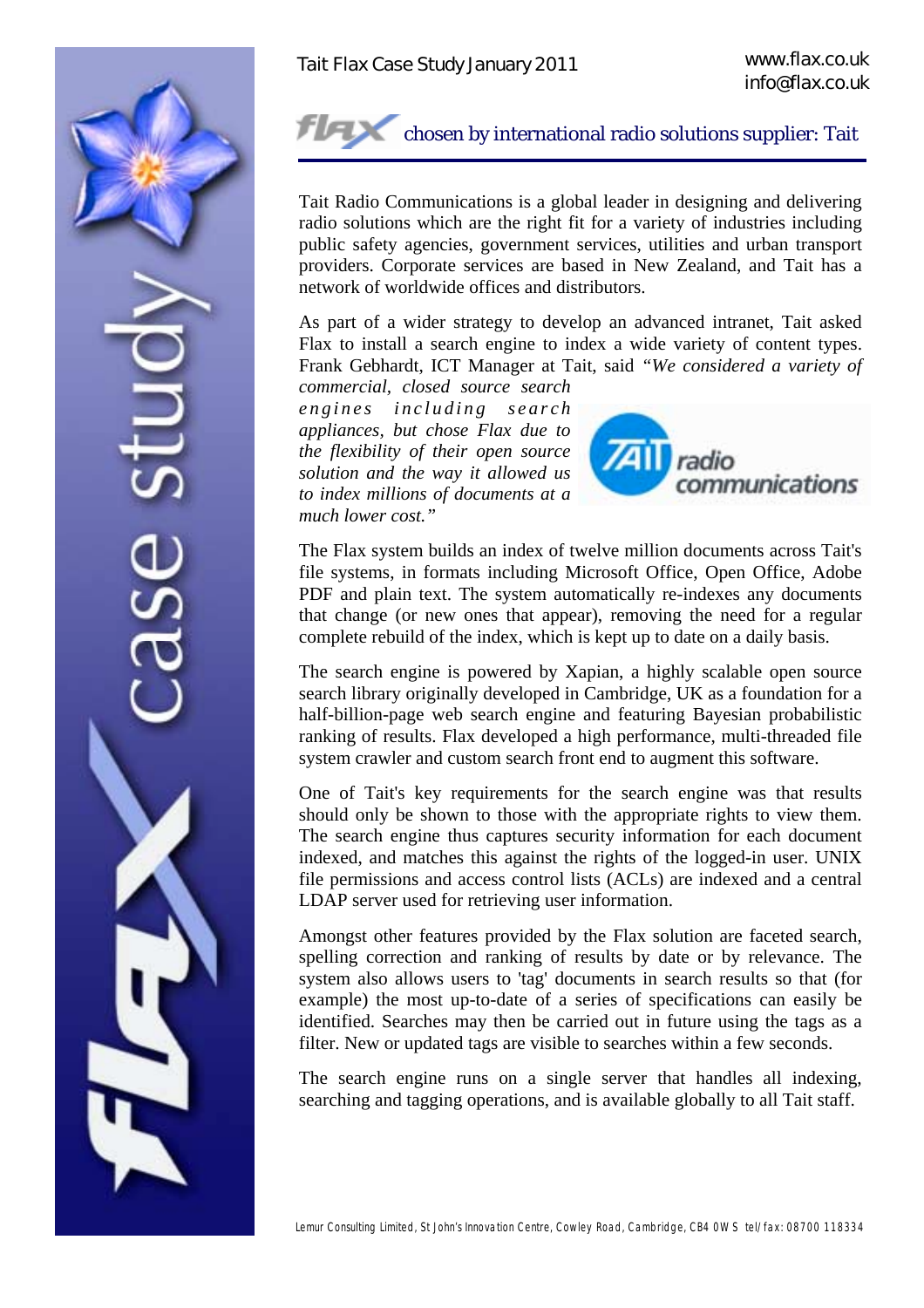Tait Flax Case Study January 2011

www.flax.co.uk
info@flax.co.uk

# flax chosen by international radio solutions supplier: Tait

Tait Radio Communications is a global leader in designing and delivering radio solutions which are the right fit for a variety of industries including public safety agencies, government services, utilities and urban transport providers. Corporate services are based in New Zealand, and Tait has a network of worldwide offices and distributors.

As part of a wider strategy to develop an advanced intranet, Tait asked Flax to install a search engine to index a wide variety of content types. Frank Gebhardt, ICT Manager at Tait, said *"We considered a variety of commercial, closed source search engines including search appliances, but chose Flax due to the flexibility of their open source solution and the way it allowed us to index millions of documents at a much lower cost."*

The Flax system builds an index of twelve million documents across Tait's file systems, in formats including Microsoft Office, Open Office, Adobe PDF and plain text. The system automatically re-indexes any documents that change (or new ones that appear), removing the need for a regular complete rebuild of the index, which is kept up to date on a daily basis.

The search engine is powered by Xapian, a highly scalable open source search library originally developed in Cambridge, UK as a foundation for a half-billion-page web search engine and featuring Bayesian probabilistic ranking of results. Flax developed a high performance, multi-threaded file system crawler and custom search front end to augment this software.

One of Tait's key requirements for the search engine was that results should only be shown to those with the appropriate rights to view them. The search engine thus captures security information for each document indexed, and matches this against the rights of the logged-in user. UNIX file permissions and access control lists (ACLs) are indexed and a central LDAP server used for retrieving user information.

Amongst other features provided by the Flax solution are faceted search, spelling correction and ranking of results by date or by relevance. The system also allows users to 'tag' documents in search results so that (for example) the most up-to-date of a series of specifications can easily be identified. Searches may then be carried out in future using the tags as a filter. New or updated tags are visible to searches within a few seconds.

The search engine runs on a single server that handles all indexing, searching and tagging operations, and is available globally to all Tait staff.

Lemur Consulting Limited, St John's Innovation Centre, Cowley Road, Cambridge, CB4 0WS tel/fax: 08700 118334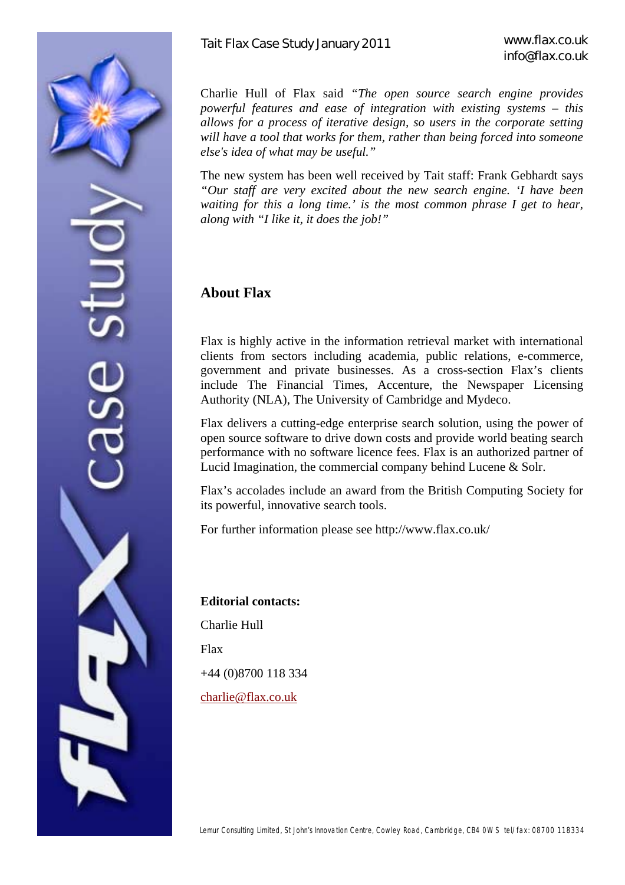Charlie Hull of Flax said *"The open source search engine provides powerful features and ease of integration with existing systems – this allows for a process of iterative design, so users in the corporate setting will have a tool that works for them, rather than being forced into someone else's idea of what may be useful."*

The new system has been well received by Tait staff: Frank Gebhardt says *"Our staff are very excited about the new search engine. 'I have been waiting for this a long time.' is the most common phrase I get to hear, along with "I like it, it does the job!"*

## About Flax

Flax is highly active in the information retrieval market with international clients from sectors including academia, public relations, e-commerce, government and private businesses. As a cross-section Flax's clients include The Financial Times, Accenture, the Newspaper Licensing Authority (NLA), The University of Cambridge and Mydeco.

Flax delivers a cutting-edge enterprise search solution, using the power of open source software to drive down costs and provide world beating search performance with no software licence fees. Flax is an authorized partner of Lucid Imagination, the commercial company behind Lucene & Solr.

Flax's accolades include an award from the British Computing Society for its powerful, innovative search tools.

For further information please see http://www.flax.co.uk/

**Editorial contacts:**

Charlie Hull

Flax

+44 (0)8700 118 334

charlie@flax.co.uk

Lemur Consulting Limited, St John's Innovation Centre, Cowley Road, Cambridge, CB4 0WS tel/fax: 08700 118334